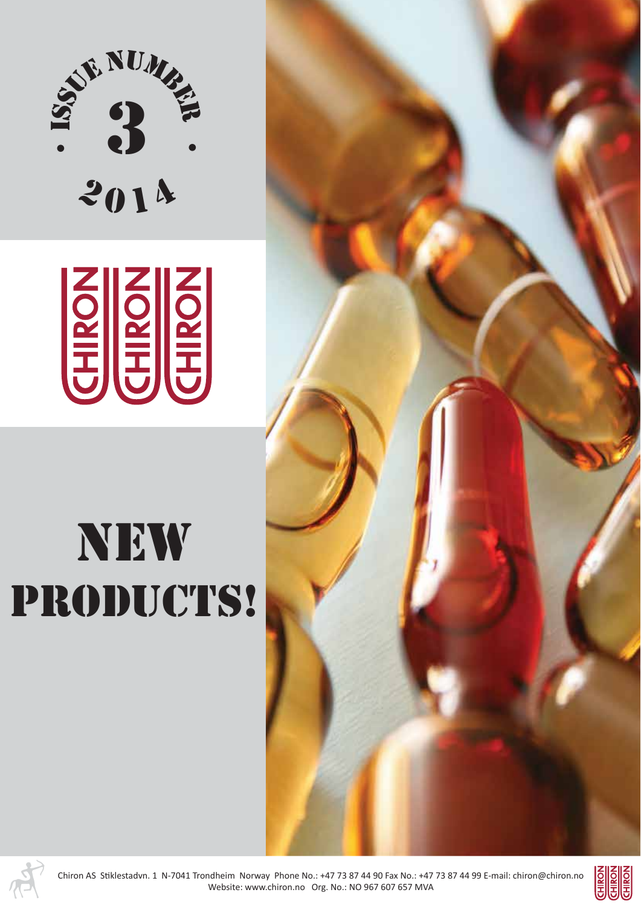ISSUE NUMBER 3

2014

CHIRON

# NEW PRODUCTS!

Chiron AS Stiklestadvn. 1 N-7041 Trondheim Norway Phone No.: +47 73 87 44 90 Fax No.: +47 73 87 44 99 E-mail: chiron@chiron.no
Website: www.chiron.no Org. No.: NO 967 607 657 MVA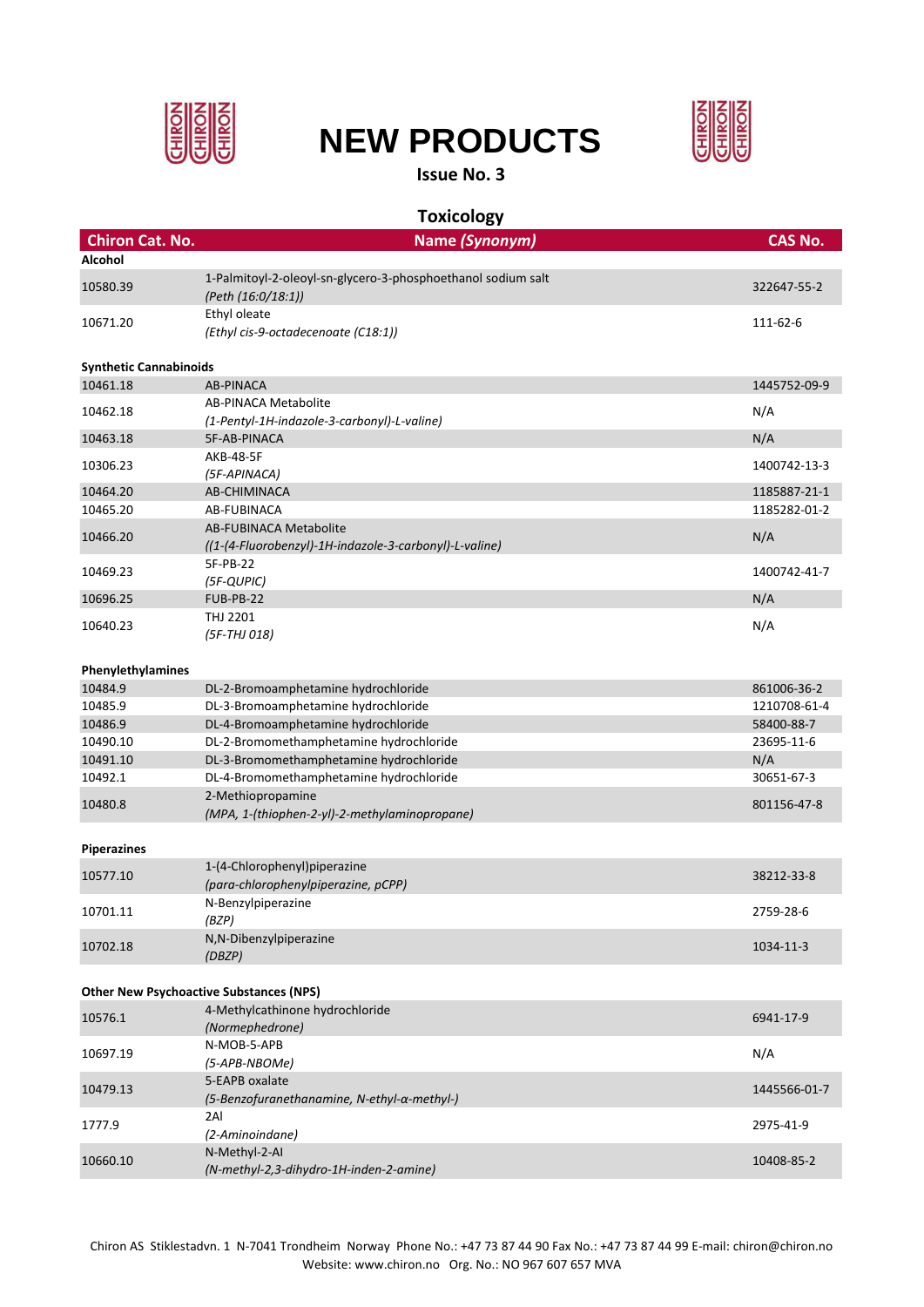# NEW PRODUCTS

**Issue No. 3**

## Toxicology

| Chiron Cat. No. | Name *(Synonym)* | CAS No. |
|---|---|---|
| **Alcohol** | | |
| 10580.39 | 1-Palmitoyl-2-oleoyl-sn-glycero-3-phosphoethanol sodium salt *(Peth (16:0/18:1))* | 322647-55-2 |
| 10671.20 | Ethyl oleate *(Ethyl cis-9-octadecenoate (C18:1))* | 111-62-6 |
| **Synthetic Cannabinoids** | | |
| 10461.18 | AB-PINACA | 1445752-09-9 |
| 10462.18 | AB-PINACA Metabolite *(1-Pentyl-1H-indazole-3-carbonyl)-L-valine)* | N/A |
| 10463.18 | 5F-AB-PINACA | N/A |
| 10306.23 | AKB-48-5F *(5F-APINACA)* | 1400742-13-3 |
| 10464.20 | AB-CHIMINACA | 1185887-21-1 |
| 10465.20 | AB-FUBINACA | 1185282-01-2 |
| 10466.20 | AB-FUBINACA Metabolite *((1-(4-Fluorobenzyl)-1H-indazole-3-carbonyl)-L-valine)* | N/A |
| 10469.23 | 5F-PB-22 *(5F-QUPIC)* | 1400742-41-7 |
| 10696.25 | FUB-PB-22 | N/A |
| 10640.23 | THJ 2201 *(5F-THJ 018)* | N/A |
| **Phenylethylamines** | | |
| 10484.9 | DL-2-Bromoamphetamine hydrochloride | 861006-36-2 |
| 10485.9 | DL-3-Bromoamphetamine hydrochloride | 1210708-61-4 |
| 10486.9 | DL-4-Bromoamphetamine hydrochloride | 58400-88-7 |
| 10490.10 | DL-2-Bromomethamphetamine hydrochloride | 23695-11-6 |
| 10491.10 | DL-3-Bromomethamphetamine hydrochloride | N/A |
| 10492.1 | DL-4-Bromomethamphetamine hydrochloride | 30651-67-3 |
| 10480.8 | 2-Methiopropamine *(MPA, 1-(thiophen-2-yl)-2-methylaminopropane)* | 801156-47-8 |
| **Piperazines** | | |
| 10577.10 | 1-(4-Chlorophenyl)piperazine *(para-chlorophenylpiperazine, pCPP)* | 38212-33-8 |
| 10701.11 | N-Benzylpiperazine *(BZP)* | 2759-28-6 |
| 10702.18 | N,N-Dibenzylpiperazine *(DBZP)* | 1034-11-3 |
| **Other New Psychoactive Substances (NPS)** | | |
| 10576.1 | 4-Methylcathinone hydrochloride *(Normephedrone)* | 6941-17-9 |
| 10697.19 | N-MOB-5-APB *(5-APB-NBOMe)* | N/A |
| 10479.13 | 5-EAPB oxalate *(5-Benzofuranethanamine, N-ethyl-α-methyl-)* | 1445566-01-7 |
| 1777.9 | 2AI *(2-Aminoindane)* | 2975-41-9 |
| 10660.10 | N-Methyl-2-AI *(N-methyl-2,3-dihydro-1H-inden-2-amine)* | 10408-85-2 |

Chiron AS Stiklestadvn. 1 N-7041 Trondheim Norway Phone No.: +47 73 87 44 90 Fax No.: +47 73 87 44 99 E-mail: chiron@chiron.no
Website: www.chiron.no Org. No.: NO 967 607 657 MVA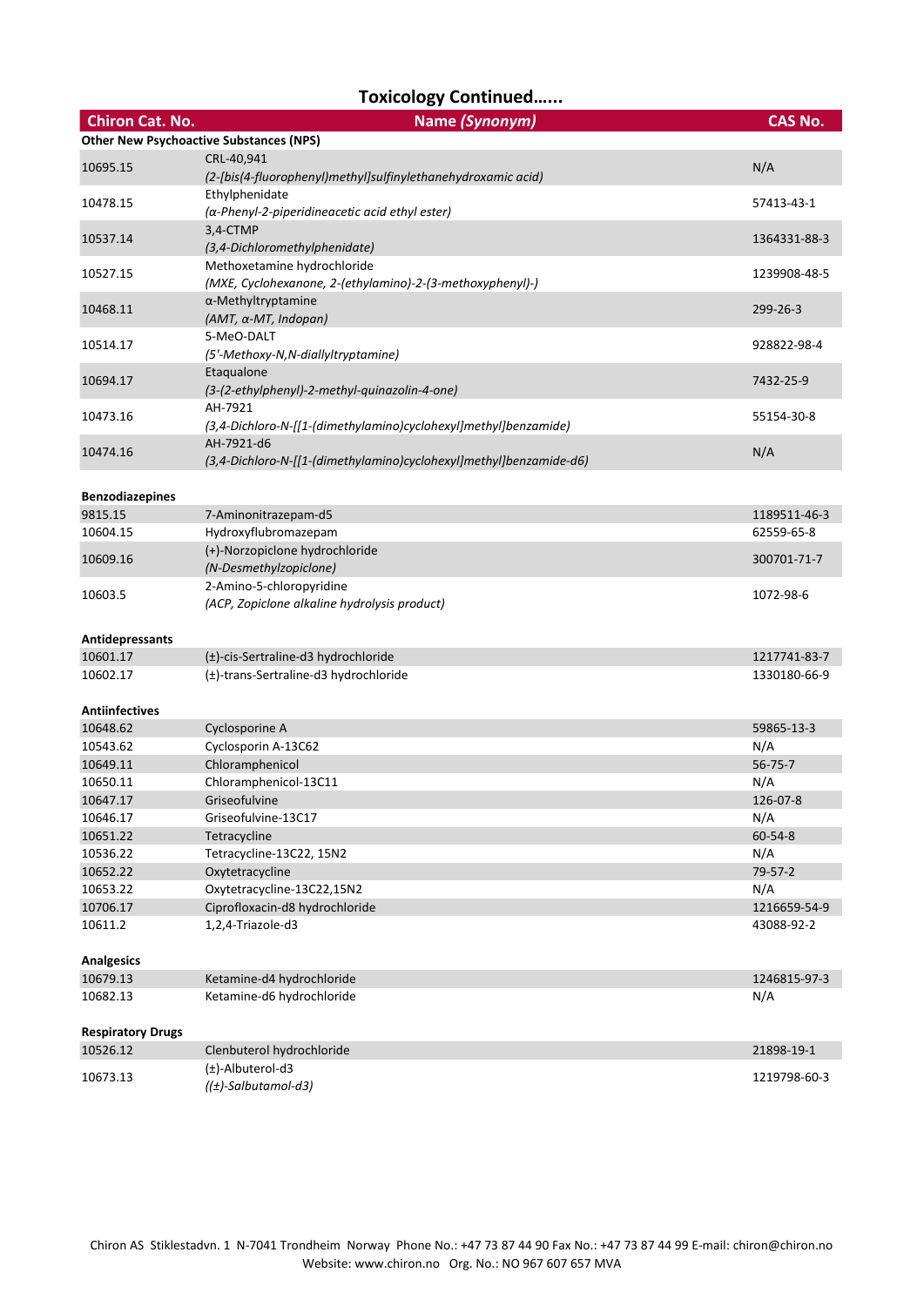## Toxicology Continued......

| Chiron Cat. No. | Name *(Synonym)* | CAS No. |
|---|---|---|
| **Other New Psychoactive Substances (NPS)** | | |
| 10695.15 | CRL-40,941<br>*(2-[bis(4-fluorophenyl)methyl]sulfinylethanehydroxamic acid)* | N/A |
| 10478.15 | Ethylphenidate<br>*(α-Phenyl-2-piperidineacetic acid ethyl ester)* | 57413-43-1 |
| 10537.14 | 3,4-CTMP<br>*(3,4-Dichloromethylphenidate)* | 1364331-88-3 |
| 10527.15 | Methoxetamine hydrochloride<br>*(MXE, Cyclohexanone, 2-(ethylamino)-2-(3-methoxyphenyl)-)* | 1239908-48-5 |
| 10468.11 | α-Methyltryptamine<br>*(AMT, α-MT, Indopan)* | 299-26-3 |
| 10514.17 | 5-MeO-DALT<br>*(5'-Methoxy-N,N-diallyltryptamine)* | 928822-98-4 |
| 10694.17 | Etaqualone<br>*(3-(2-ethylphenyl)-2-methyl-quinazolin-4-one)* | 7432-25-9 |
| 10473.16 | AH-7921<br>*(3,4-Dichloro-N-[[1-(dimethylamino)cyclohexyl]methyl]benzamide)* | 55154-30-8 |
| 10474.16 | AH-7921-d6<br>*(3,4-Dichloro-N-[[1-(dimethylamino)cyclohexyl]methyl]benzamide-d6)* | N/A |
| **Benzodiazepines** | | |
| 9815.15 | 7-Aminonitrazepam-d5 | 1189511-46-3 |
| 10604.15 | Hydroxyflubromazepam | 62559-65-8 |
| 10609.16 | (+)-Norzopiclone hydrochloride<br>*(N-Desmethylzopiclone)* | 300701-71-7 |
| 10603.5 | 2-Amino-5-chloropyridine<br>*(ACP, Zopiclone alkaline hydrolysis product)* | 1072-98-6 |
| **Antidepressants** | | |
| 10601.17 | (±)-cis-Sertraline-d3 hydrochloride | 1217741-83-7 |
| 10602.17 | (±)-trans-Sertraline-d3 hydrochloride | 1330180-66-9 |
| **Antiinfectives** | | |
| 10648.62 | Cyclosporine A | 59865-13-3 |
| 10543.62 | Cyclosporin A-13C62 | N/A |
| 10649.11 | Chloramphenicol | 56-75-7 |
| 10650.11 | Chloramphenicol-13C11 | N/A |
| 10647.17 | Griseofulvine | 126-07-8 |
| 10646.17 | Griseofulvine-13C17 | N/A |
| 10651.22 | Tetracycline | 60-54-8 |
| 10536.22 | Tetracycline-13C22, 15N2 | N/A |
| 10652.22 | Oxytetracycline | 79-57-2 |
| 10653.22 | Oxytetracycline-13C22,15N2 | N/A |
| 10706.17 | Ciprofloxacin-d8 hydrochloride | 1216659-54-9 |
| 10611.2 | 1,2,4-Triazole-d3 | 43088-92-2 |
| **Analgesics** | | |
| 10679.13 | Ketamine-d4 hydrochloride | 1246815-97-3 |
| 10682.13 | Ketamine-d6 hydrochloride | N/A |
| **Respiratory Drugs** | | |
| 10526.12 | Clenbuterol hydrochloride | 21898-19-1 |
| 10673.13 | (±)-Albuterol-d3<br>*((±)-Salbutamol-d3)* | 1219798-60-3 |

Chiron AS Stiklestadvn. 1 N-7041 Trondheim Norway Phone No.: +47 73 87 44 90 Fax No.: +47 73 87 44 99 E-mail: chiron@chiron.no
Website: www.chiron.no Org. No.: NO 967 607 657 MVA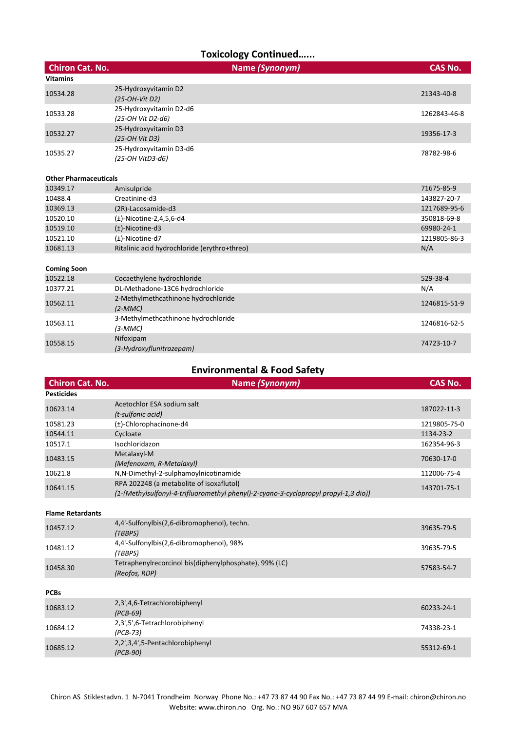## Toxicology Continued......

| Chiron Cat. No. | Name *(Synonym)* | CAS No. |
|---|---|---|
| **Vitamins** | | |
| 10534.28 | 25-Hydroxyvitamin D2<br>*(25-OH-Vit D2)* | 21343-40-8 |
| 10533.28 | 25-Hydroxyvitamin D2-d6<br>*(25-OH Vit D2-d6)* | 1262843-46-8 |
| 10532.27 | 25-Hydroxyvitamin D3<br>*(25-OH Vit D3)* | 19356-17-3 |
| 10535.27 | 25-Hydroxyvitamin D3-d6<br>*(25-OH VitD3-d6)* | 78782-98-6 |
| **Other Pharmaceuticals** | | |
| 10349.17 | Amisulpride | 71675-85-9 |
| 10488.4 | Creatinine-d3 | 143827-20-7 |
| 10369.13 | (2R)-Lacosamide-d3 | 1217689-95-6 |
| 10520.10 | (±)-Nicotine-2,4,5,6-d4 | 350818-69-8 |
| 10519.10 | (±)-Nicotine-d3 | 69980-24-1 |
| 10521.10 | (±)-Nicotine-d7 | 1219805-86-3 |
| 10681.13 | Ritalinic acid hydrochloride (erythro+threo) | N/A |
| **Coming Soon** | | |
| 10522.18 | Cocaethylene hydrochloride | 529-38-4 |
| 10377.21 | DL-Methadone-13C6 hydrochloride | N/A |
| 10562.11 | 2-Methylmethcathinone hydrochloride<br>*(2-MMC)* | 1246815-51-9 |
| 10563.11 | 3-Methylmethcathinone hydrochloride<br>*(3-MMC)* | 1246816-62-5 |
| 10558.15 | Nifoxipam<br>*(3-Hydroxyflunitrazepam)* | 74723-10-7 |

## Environmental & Food Safety

| Chiron Cat. No. | Name *(Synonym)* | CAS No. |
|---|---|---|
| **Pesticides** | | |
| 10623.14 | Acetochlor ESA sodium salt<br>*(t-sulfonic acid)* | 187022-11-3 |
| 10581.23 | (±)-Chlorophacinone-d4 | 1219805-75-0 |
| 10544.11 | Cycloate | 1134-23-2 |
| 10517.1 | Isochloridazon | 162354-96-3 |
| 10483.15 | Metalaxyl-M<br>*(Mefenoxam, R-Metalaxyl)* | 70630-17-0 |
| 10621.8 | N,N-Dimethyl-2-sulphamoylnicotinamide | 112006-75-4 |
| 10641.15 | RPA 202248 (a metabolite of isoxaflutol)<br>*(1-(Methylsulfonyl-4-trifluoromethyl phenyl)-2-cyano-3-cyclopropyl propyl-1,3 dio))* | 143701-75-1 |
| **Flame Retardants** | | |
| 10457.12 | 4,4'-Sulfonylbis(2,6-dibromophenol), techn.<br>*(TBBPS)* | 39635-79-5 |
| 10481.12 | 4,4'-Sulfonylbis(2,6-dibromophenol), 98%<br>*(TBBPS)* | 39635-79-5 |
| 10458.30 | Tetraphenylrecorcinol bis(diphenylphosphate), 99% (LC)<br>*(Reofos, RDP)* | 57583-54-7 |
| **PCBs** | | |
| 10683.12 | 2,3',4,6-Tetrachlorobiphenyl<br>*(PCB-69)* | 60233-24-1 |
| 10684.12 | 2,3',5',6-Tetrachlorobiphenyl<br>*(PCB-73)* | 74338-23-1 |
| 10685.12 | 2,2',3,4',5-Pentachlorobiphenyl<br>*(PCB-90)* | 55312-69-1 |

Chiron AS Stiklestadvn. 1 N-7041 Trondheim Norway Phone No.: +47 73 87 44 90 Fax No.: +47 73 87 44 99 E-mail: chiron@chiron.no
Website: www.chiron.no Org. No.: NO 967 607 657 MVA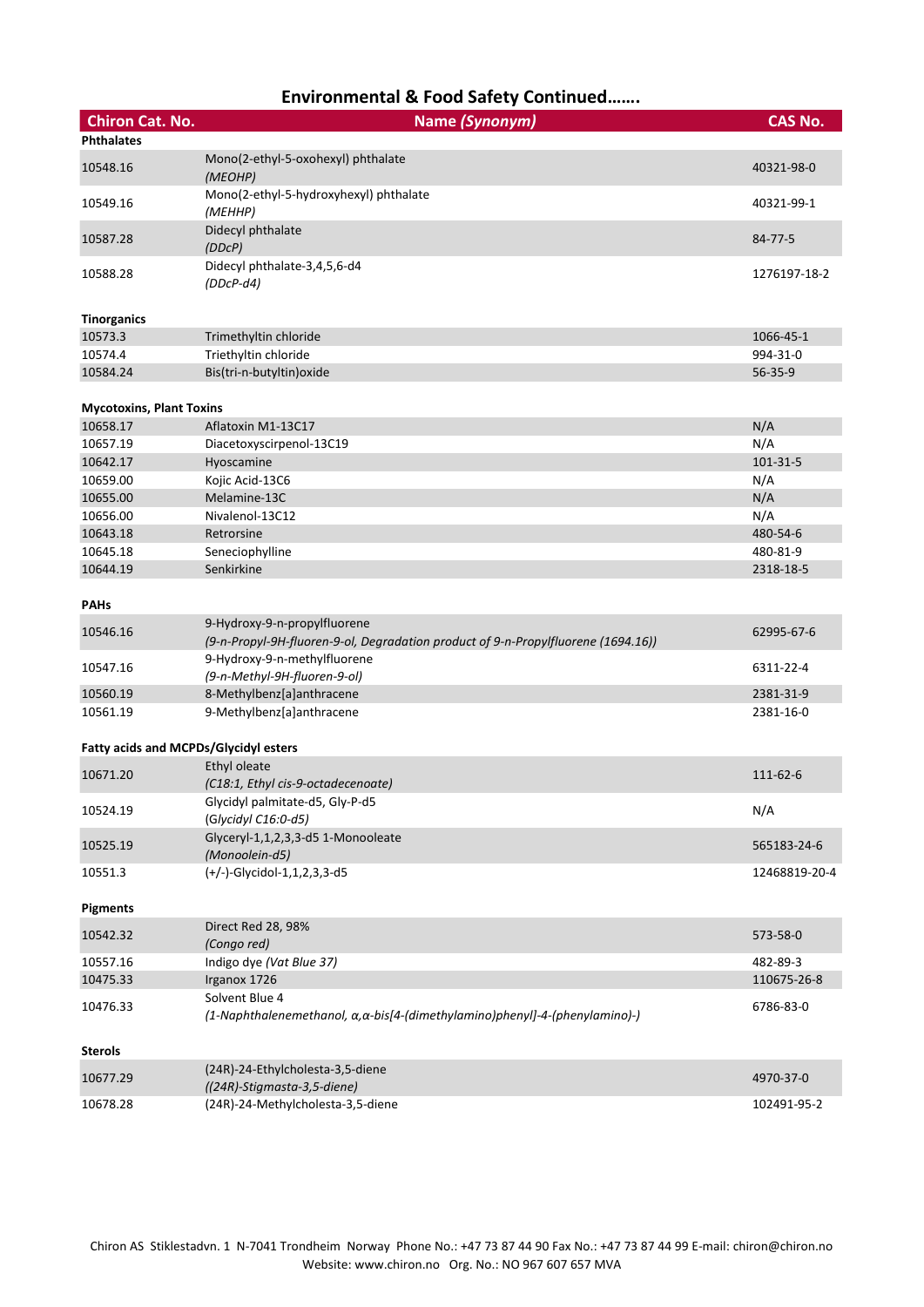# Environmental & Food Safety Continued…….

| Chiron Cat. No. | Name *(Synonym)* | CAS No. |
|---|---|---|
| **Phthalates** | | |
| 10548.16 | Mono(2-ethyl-5-oxohexyl) phthalate *(MEOHP)* | 40321-98-0 |
| 10549.16 | Mono(2-ethyl-5-hydroxyhexyl) phthalate *(MEHHP)* | 40321-99-1 |
| 10587.28 | Didecyl phthalate *(DDcP)* | 84-77-5 |
| 10588.28 | Didecyl phthalate-3,4,5,6-d4 *(DDcP-d4)* | 1276197-18-2 |
| **Tinorganics** | | |
| 10573.3 | Trimethyltin chloride | 1066-45-1 |
| 10574.4 | Triethyltin chloride | 994-31-0 |
| 10584.24 | Bis(tri-n-butyltin)oxide | 56-35-9 |
| **Mycotoxins, Plant Toxins** | | |
| 10658.17 | Aflatoxin M1-13C17 | N/A |
| 10657.19 | Diacetoxyscirpenol-13C19 | N/A |
| 10642.17 | Hyoscamine | 101-31-5 |
| 10659.00 | Kojic Acid-13C6 | N/A |
| 10655.00 | Melamine-13C | N/A |
| 10656.00 | Nivalenol-13C12 | N/A |
| 10643.18 | Retrorsine | 480-54-6 |
| 10645.18 | Seneciophylline | 480-81-9 |
| 10644.19 | Senkirkine | 2318-18-5 |
| **PAHs** | | |
| 10546.16 | 9-Hydroxy-9-n-propylfluorene *(9-n-Propyl-9H-fluoren-9-ol, Degradation product of 9-n-Propylfluorene (1694.16))* | 62995-67-6 |
| 10547.16 | 9-Hydroxy-9-n-methylfluorene *(9-n-Methyl-9H-fluoren-9-ol)* | 6311-22-4 |
| 10560.19 | 8-Methylbenz[a]anthracene | 2381-31-9 |
| 10561.19 | 9-Methylbenz[a]anthracene | 2381-16-0 |
| **Fatty acids and MCPDs/Glycidyl esters** | | |
| 10671.20 | Ethyl oleate *(C18:1, Ethyl cis-9-octadecenoate)* | 111-62-6 |
| 10524.19 | Glycidyl palmitate-d5, Gly-P-d5 (*Glycidyl C16:0-d5)* | N/A |
| 10525.19 | Glyceryl-1,1,2,3,3-d5 1-Monooleate *(Monoolein-d5)* | 565183-24-6 |
| 10551.3 | (+/-)-Glycidol-1,1,2,3,3-d5 | 12468819-20-4 |
| **Pigments** | | |
| 10542.32 | Direct Red 28, 98% *(Congo red)* | 573-58-0 |
| 10557.16 | Indigo dye *(Vat Blue 37)* | 482-89-3 |
| 10475.33 | Irganox 1726 | 110675-26-8 |
| 10476.33 | Solvent Blue 4 *(1-Naphthalenemethanol, α,α-bis[4-(dimethylamino)phenyl]-4-(phenylamino)-)* | 6786-83-0 |
| **Sterols** | | |
| 10677.29 | (24R)-24-Ethylcholesta-3,5-diene *((24R)-Stigmasta-3,5-diene)* | 4970-37-0 |
| 10678.28 | (24R)-24-Methylcholesta-3,5-diene | 102491-95-2 |

Chiron AS Stiklestadvn. 1 N-7041 Trondheim Norway Phone No.: +47 73 87 44 90 Fax No.: +47 73 87 44 99 E-mail: chiron@chiron.no
Website: www.chiron.no Org. No.: NO 967 607 657 MVA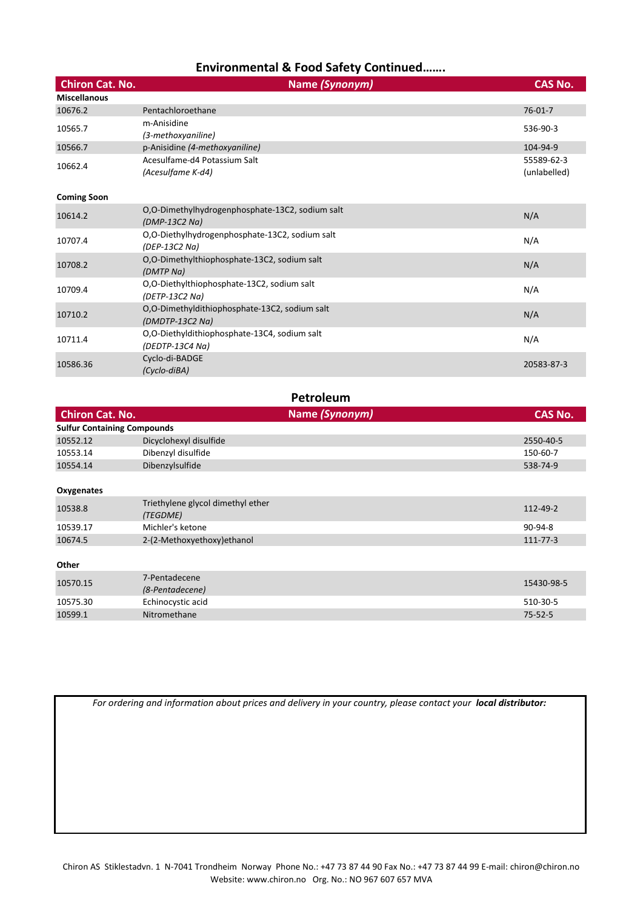## Environmental & Food Safety Continued…….

| Chiron Cat. No. | Name *(Synonym)* | CAS No. |
|---|---|---|
| **Miscellanous** | | |
| 10676.2 | Pentachloroethane | 76-01-7 |
| 10565.7 | m-Anisidine *(3-methoxyaniline)* | 536-90-3 |
| 10566.7 | p-Anisidine *(4-methoxyaniline)* | 104-94-9 |
| 10662.4 | Acesulfame-d4 Potassium Salt *(Acesulfame K-d4)* | 55589-62-3 (unlabelled) |
| **Coming Soon** | | |
| 10614.2 | O,O-Dimethylhydrogenphosphate-13C2, sodium salt *(DMP-13C2 Na)* | N/A |
| 10707.4 | O,O-Diethylhydrogenphosphate-13C2, sodium salt *(DEP-13C2 Na)* | N/A |
| 10708.2 | O,O-Dimethylthiophosphate-13C2, sodium salt *(DMTP Na)* | N/A |
| 10709.4 | O,O-Diethylthiophosphate-13C2, sodium salt *(DETP-13C2 Na)* | N/A |
| 10710.2 | O,O-Dimethyldithiophosphate-13C2, sodium salt *(DMDTP-13C2 Na)* | N/A |
| 10711.4 | O,O-Diethyldithiophosphate-13C4, sodium salt *(DEDTP-13C4 Na)* | N/A |
| 10586.36 | Cyclo-di-BADGE *(Cyclo-diBA)* | 20583-87-3 |

## Petroleum

| Chiron Cat. No. | Name *(Synonym)* | CAS No. |
|---|---|---|
| **Sulfur Containing Compounds** | | |
| 10552.12 | Dicyclohexyl disulfide | 2550-40-5 |
| 10553.14 | Dibenzyl disulfide | 150-60-7 |
| 10554.14 | Dibenzylsulfide | 538-74-9 |
| **Oxygenates** | | |
| 10538.8 | Triethylene glycol dimethyl ether *(TEGDME)* | 112-49-2 |
| 10539.17 | Michler's ketone | 90-94-8 |
| 10674.5 | 2-(2-Methoxyethoxy)ethanol | 111-77-3 |
| **Other** | | |
| 10570.15 | 7-Pentadecene *(8-Pentadecene)* | 15430-98-5 |
| 10575.30 | Echinocystic acid | 510-30-5 |
| 10599.1 | Nitromethane | 75-52-5 |

*For ordering and information about prices and delivery in your country, please contact your **local distributor:***

Chiron AS Stiklestadvn. 1 N-7041 Trondheim Norway Phone No.: +47 73 87 44 90 Fax No.: +47 73 87 44 99 E-mail: chiron@chiron.no
Website: www.chiron.no Org. No.: NO 967 607 657 MVA